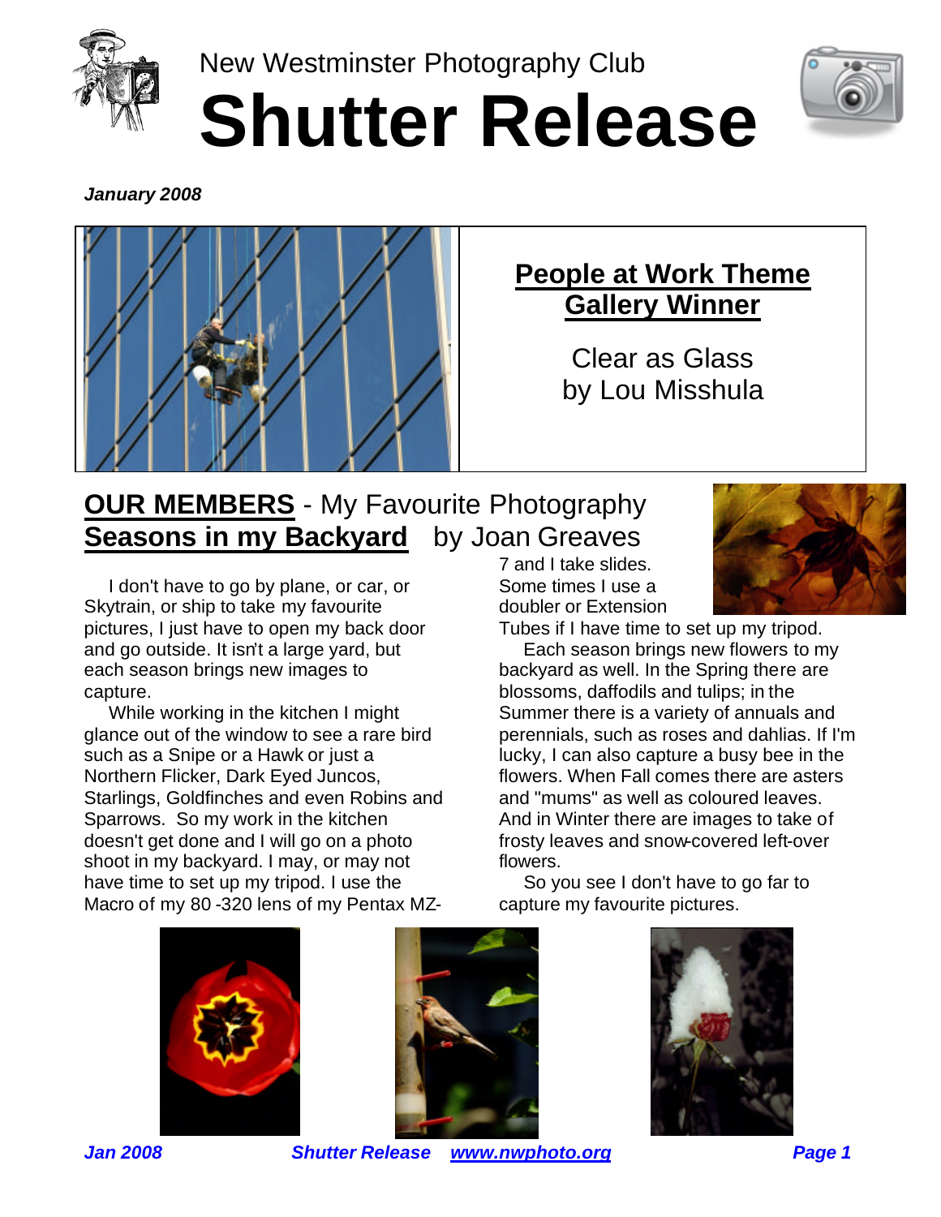New Westminster Photography Club

# Shutter Release

***January 2008***

## People at Work Theme Gallery Winner

Clear as Glass
by Lou Misshula

## OUR MEMBERS - My Favourite Photography

## Seasons in my Backyard by Joan Greaves

I don't have to go by plane, or car, or Skytrain, or ship to take my favourite pictures, I just have to open my back door and go outside. It isn't a large yard, but each season brings new images to capture.

While working in the kitchen I might glance out of the window to see a rare bird such as a Snipe or a Hawk or just a Northern Flicker, Dark Eyed Juncos, Starlings, Goldfinches and even Robins and Sparrows. So my work in the kitchen doesn't get done and I will go on a photo shoot in my backyard. I may, or may not have time to set up my tripod. I use the Macro of my 80 -320 lens of my Pentax MZ-7 and I take slides. Some times I use a doubler or Extension Tubes if I have time to set up my tripod.

Each season brings new flowers to my backyard as well. In the Spring there are blossoms, daffodils and tulips; in the Summer there is a variety of annuals and perennials, such as roses and dahlias. If I'm lucky, I can also capture a busy bee in the flowers. When Fall comes there are asters and "mums" as well as coloured leaves. And in Winter there are images to take of frosty leaves and snow-covered left-over flowers.

So you see I don't have to go far to capture my favourite pictures.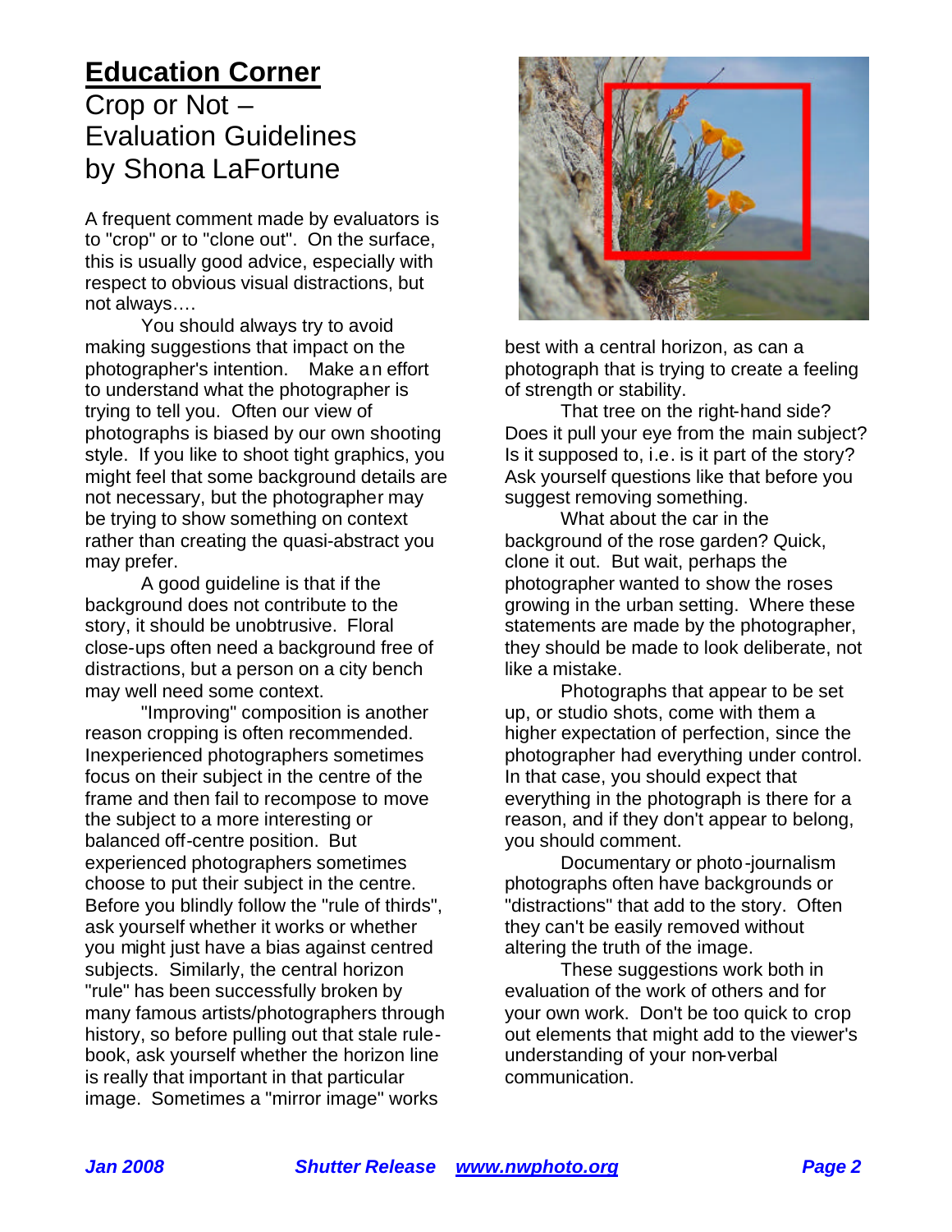## Education Corner

### Crop or Not – Evaluation Guidelines by Shona LaFortune

A frequent comment made by evaluators is to "crop" or to "clone out". On the surface, this is usually good advice, especially with respect to obvious visual distractions, but not always….

You should always try to avoid making suggestions that impact on the photographer's intention. Make an effort to understand what the photographer is trying to tell you. Often our view of photographs is biased by our own shooting style. If you like to shoot tight graphics, you might feel that some background details are not necessary, but the photographer may be trying to show something on context rather than creating the quasi-abstract you may prefer.

A good guideline is that if the background does not contribute to the story, it should be unobtrusive. Floral close-ups often need a background free of distractions, but a person on a city bench may well need some context.

"Improving" composition is another reason cropping is often recommended. Inexperienced photographers sometimes focus on their subject in the centre of the frame and then fail to recompose to move the subject to a more interesting or balanced off-centre position. But experienced photographers sometimes choose to put their subject in the centre. Before you blindly follow the "rule of thirds", ask yourself whether it works or whether you might just have a bias against centred subjects. Similarly, the central horizon "rule" has been successfully broken by many famous artists/photographers through history, so before pulling out that stale rule-book, ask yourself whether the horizon line is really that important in that particular image. Sometimes a "mirror image" works best with a central horizon, as can a photograph that is trying to create a feeling of strength or stability.

That tree on the right-hand side? Does it pull your eye from the main subject? Is it supposed to, i.e. is it part of the story? Ask yourself questions like that before you suggest removing something.

What about the car in the background of the rose garden? Quick, clone it out. But wait, perhaps the photographer wanted to show the roses growing in the urban setting. Where these statements are made by the photographer, they should be made to look deliberate, not like a mistake.

Photographs that appear to be set up, or studio shots, come with them a higher expectation of perfection, since the photographer had everything under control. In that case, you should expect that everything in the photograph is there for a reason, and if they don't appear to belong, you should comment.

Documentary or photo-journalism photographs often have backgrounds or "distractions" that add to the story. Often they can't be easily removed without altering the truth of the image.

These suggestions work both in evaluation of the work of others and for your own work. Don't be too quick to crop out elements that might add to the viewer's understanding of your non-verbal communication.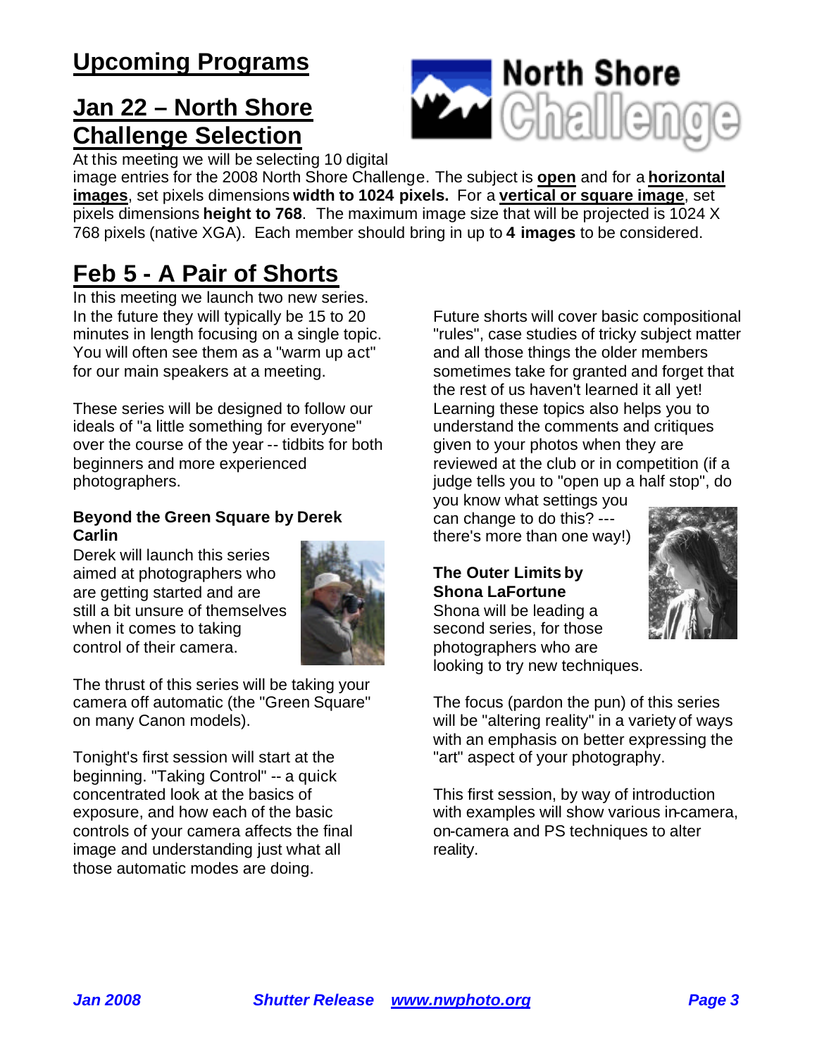# Upcoming Programs

## Jan 22 – North Shore Challenge Selection

At this meeting we will be selecting 10 digital image entries for the 2008 North Shore Challenge. The subject is **open** and for a **horizontal images**, set pixels dimensions **width to 1024 pixels.** For a **vertical or square image**, set pixels dimensions **height to 768**. The maximum image size that will be projected is 1024 X 768 pixels (native XGA). Each member should bring in up to **4 images** to be considered.

## Feb 5 - A Pair of Shorts

In this meeting we launch two new series. In the future they will typically be 15 to 20 minutes in length focusing on a single topic. You will often see them as a "warm up act" for our main speakers at a meeting.

These series will be designed to follow our ideals of "a little something for everyone" over the course of the year -- tidbits for both beginners and more experienced photographers.

**Beyond the Green Square by Derek Carlin**

Derek will launch this series aimed at photographers who are getting started and are still a bit unsure of themselves when it comes to taking control of their camera.

The thrust of this series will be taking your camera off automatic (the "Green Square" on many Canon models).

Tonight's first session will start at the beginning. "Taking Control" -- a quick concentrated look at the basics of exposure, and how each of the basic controls of your camera affects the final image and understanding just what all those automatic modes are doing.

Future shorts will cover basic compositional "rules", case studies of tricky subject matter and all those things the older members sometimes take for granted and forget that the rest of us haven't learned it all yet! Learning these topics also helps you to understand the comments and critiques given to your photos when they are reviewed at the club or in competition (if a judge tells you to "open up a half stop", do you know what settings you can change to do this? --- there's more than one way!)

**The Outer Limits by Shona LaFortune**

Shona will be leading a second series, for those photographers who are looking to try new techniques.

The focus (pardon the pun) of this series will be "altering reality" in a variety of ways with an emphasis on better expressing the "art" aspect of your photography.

This first session, by way of introduction with examples will show various in-camera, on-camera and PS techniques to alter reality.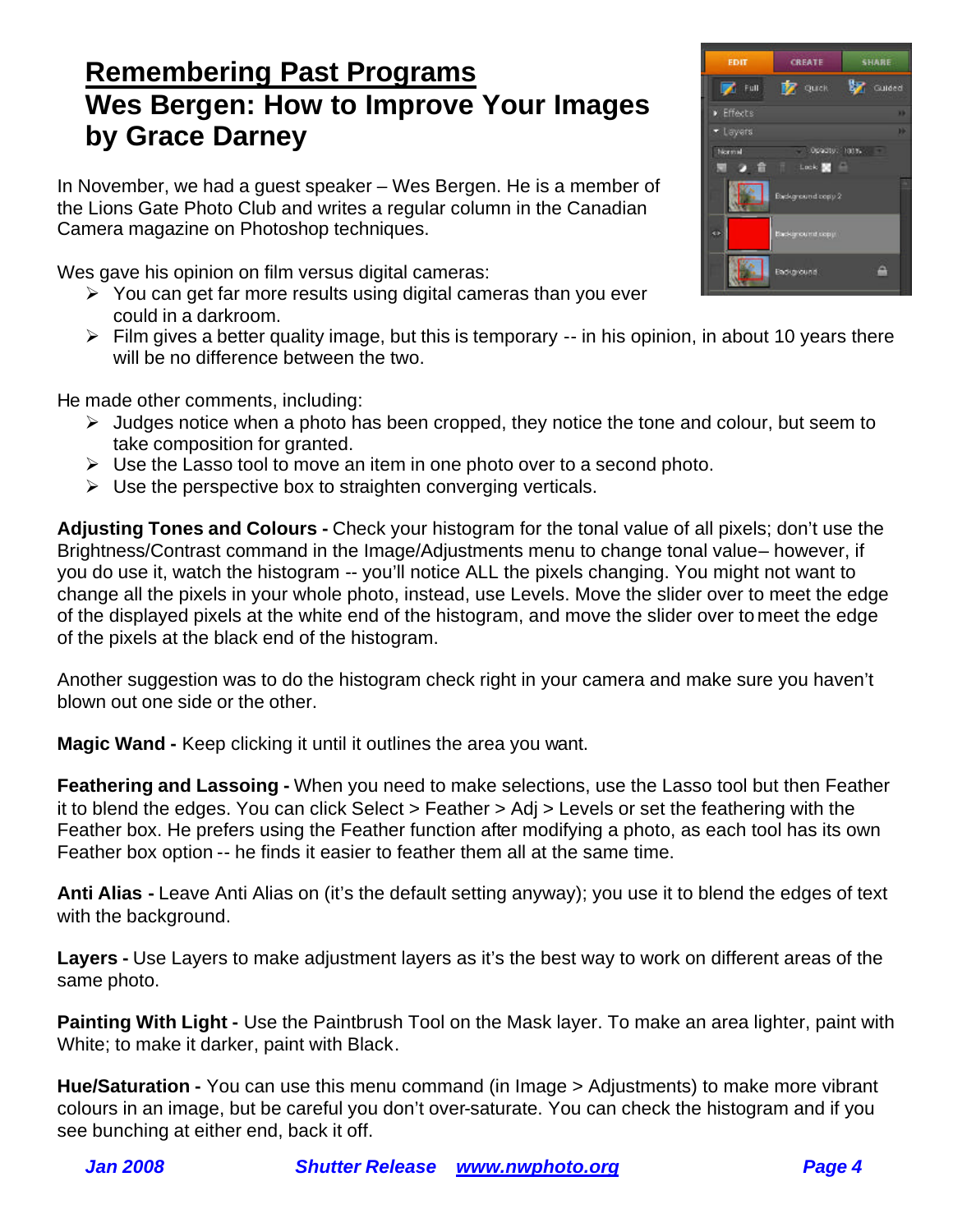## Remembering Past Programs

## Wes Bergen: How to Improve Your Images by Grace Darney

In November, we had a guest speaker – Wes Bergen. He is a member of the Lions Gate Photo Club and writes a regular column in the Canadian Camera magazine on Photoshop techniques.

Wes gave his opinion on film versus digital cameras:

- You can get far more results using digital cameras than you ever could in a darkroom.
- Film gives a better quality image, but this is temporary -- in his opinion, in about 10 years there will be no difference between the two.

He made other comments, including:

- Judges notice when a photo has been cropped, they notice the tone and colour, but seem to take composition for granted.
- Use the Lasso tool to move an item in one photo over to a second photo.
- Use the perspective box to straighten converging verticals.

**Adjusting Tones and Colours -** Check your histogram for the tonal value of all pixels; don't use the Brightness/Contrast command in the Image/Adjustments menu to change tonal value– however, if you do use it, watch the histogram -- you'll notice ALL the pixels changing. You might not want to change all the pixels in your whole photo, instead, use Levels. Move the slider over to meet the edge of the displayed pixels at the white end of the histogram, and move the slider over to meet the edge of the pixels at the black end of the histogram.

Another suggestion was to do the histogram check right in your camera and make sure you haven't blown out one side or the other.

**Magic Wand -** Keep clicking it until it outlines the area you want.

**Feathering and Lassoing -** When you need to make selections, use the Lasso tool but then Feather it to blend the edges. You can click Select > Feather > Adj > Levels or set the feathering with the Feather box. He prefers using the Feather function after modifying a photo, as each tool has its own Feather box option -- he finds it easier to feather them all at the same time.

**Anti Alias -** Leave Anti Alias on (it's the default setting anyway); you use it to blend the edges of text with the background.

**Layers -** Use Layers to make adjustment layers as it's the best way to work on different areas of the same photo.

**Painting With Light -** Use the Paintbrush Tool on the Mask layer. To make an area lighter, paint with White; to make it darker, paint with Black.

**Hue/Saturation -** You can use this menu command (in Image > Adjustments) to make more vibrant colours in an image, but be careful you don't over-saturate. You can check the histogram and if you see bunching at either end, back it off.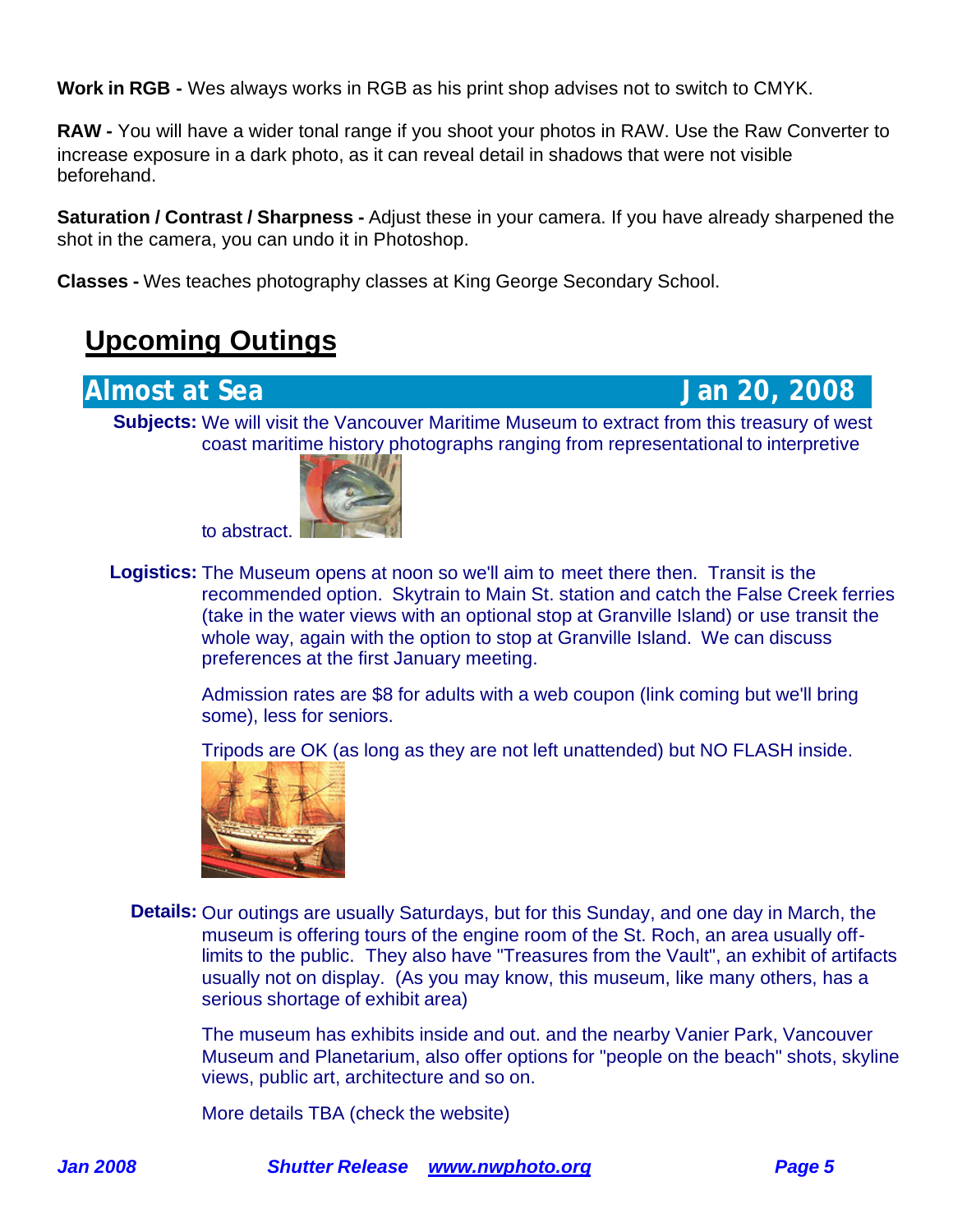**Work in RGB -** Wes always works in RGB as his print shop advises not to switch to CMYK.

**RAW -** You will have a wider tonal range if you shoot your photos in RAW. Use the Raw Converter to increase exposure in a dark photo, as it can reveal detail in shadows that were not visible beforehand.

**Saturation / Contrast / Sharpness -** Adjust these in your camera. If you have already sharpened the shot in the camera, you can undo it in Photoshop.

**Classes -** Wes teaches photography classes at King George Secondary School.

## Upcoming Outings

### Almost at Sea — Jan 20, 2008

**Subjects:** We will visit the Vancouver Maritime Museum to extract from this treasury of west coast maritime history photographs ranging from representational to interpretive to abstract.

**Logistics:** The Museum opens at noon so we'll aim to meet there then. Transit is the recommended option. Skytrain to Main St. station and catch the False Creek ferries (take in the water views with an optional stop at Granville Island) or use transit the whole way, again with the option to stop at Granville Island. We can discuss preferences at the first January meeting.

Admission rates are $8 for adults with a web coupon (link coming but we'll bring some), less for seniors.

Tripods are OK (as long as they are not left unattended) but NO FLASH inside.

**Details:** Our outings are usually Saturdays, but for this Sunday, and one day in March, the museum is offering tours of the engine room of the St. Roch, an area usually off-limits to the public. They also have "Treasures from the Vault", an exhibit of artifacts usually not on display. (As you may know, this museum, like many others, has a serious shortage of exhibit area)

The museum has exhibits inside and out. and the nearby Vanier Park, Vancouver Museum and Planetarium, also offer options for "people on the beach" shots, skyline views, public art, architecture and so on.

More details TBA (check the website)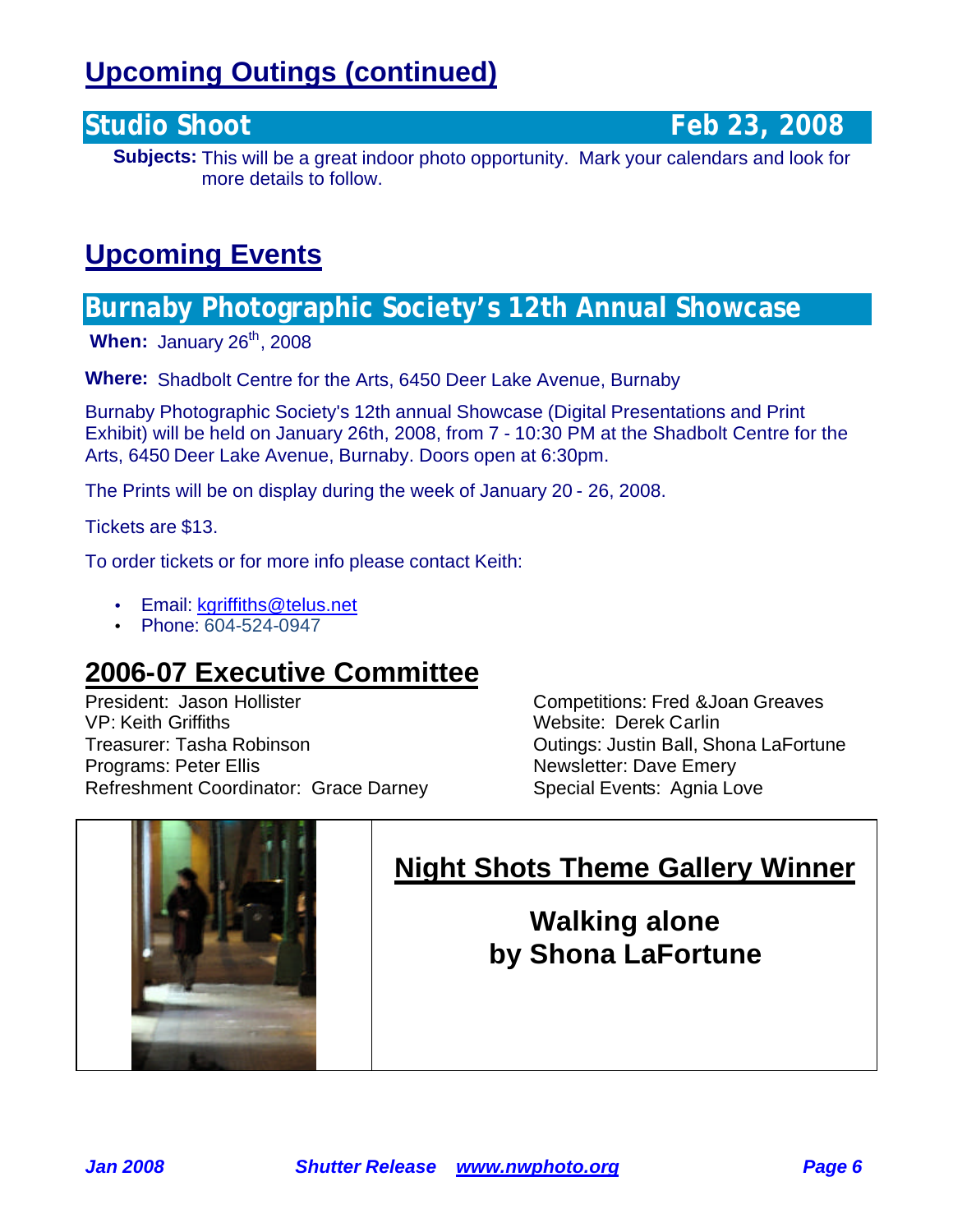## Upcoming Outings (continued)

### Studio Shoot — Feb 23, 2008

**Subjects:** This will be a great indoor photo opportunity. Mark your calendars and look for more details to follow.

## Upcoming Events

### Burnaby Photographic Society's 12th Annual Showcase

**When:** January 26th, 2008

**Where:** Shadbolt Centre for the Arts, 6450 Deer Lake Avenue, Burnaby

Burnaby Photographic Society's 12th annual Showcase (Digital Presentations and Print Exhibit) will be held on January 26th, 2008, from 7 - 10:30 PM at the Shadbolt Centre for the Arts, 6450 Deer Lake Avenue, Burnaby. Doors open at 6:30pm.

The Prints will be on display during the week of January 20 - 26, 2008.

Tickets are $13.

To order tickets or for more info please contact Keith:

- Email: kgriffiths@telus.net
- Phone: 604-524-0947

## 2006-07 Executive Committee

President: Jason Hollister
VP: Keith Griffiths
Treasurer: Tasha Robinson
Programs: Peter Ellis
Refreshment Coordinator: Grace Darney
Competitions: Fred &Joan Greaves
Website: Derek Carlin
Outings: Justin Ball, Shona LaFortune
Newsletter: Dave Emery
Special Events: Agnia Love

## Night Shots Theme Gallery Winner

**Walking alone**
**by Shona LaFortune**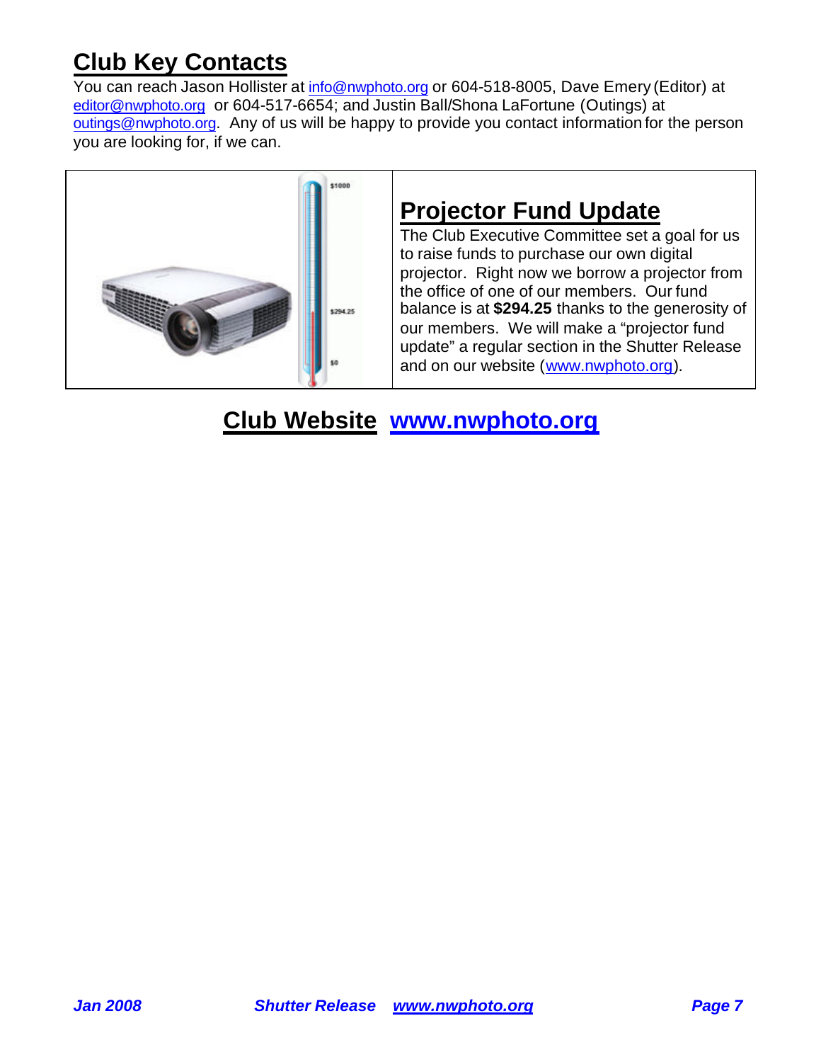## Club Key Contacts

You can reach Jason Hollister at info@nwphoto.org or 604-518-8005, Dave Emery (Editor) at editor@nwphoto.org or 604-517-6654; and Justin Ball/Shona LaFortune (Outings) at outings@nwphoto.org. Any of us will be happy to provide you contact information for the person you are looking for, if we can.

$1000

$294.25

$0

## Projector Fund Update

The Club Executive Committee set a goal for us to raise funds to purchase our own digital projector. Right now we borrow a projector from the office of one of our members. Our fund balance is at **$294.25** thanks to the generosity of our members. We will make a "projector fund update" a regular section in the Shutter Release and on our website (www.nwphoto.org).

## Club Website www.nwphoto.org